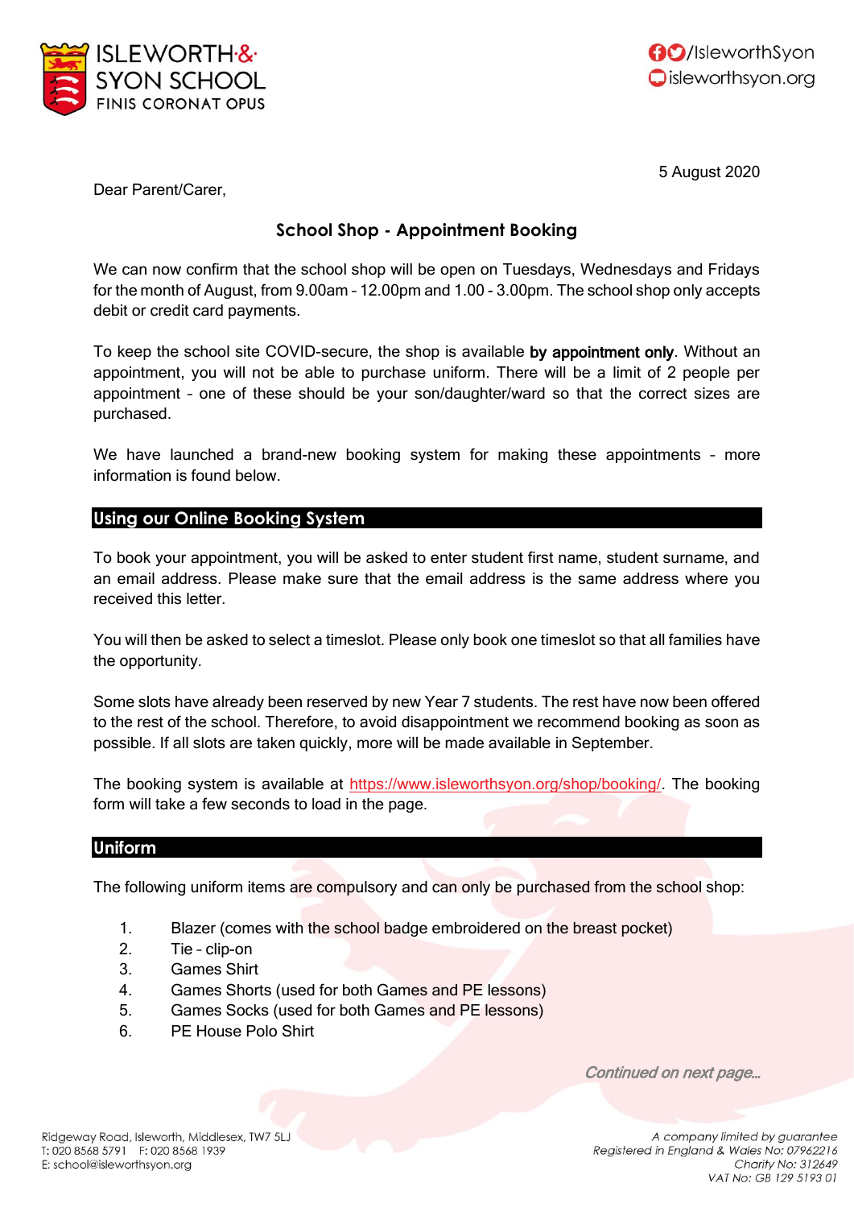ISLEWORTH & SYON SCHOOL
FINIS CORONAT OPUS

/IsleworthSyon
isleworthsyon.org

5 August 2020

Dear Parent/Carer,

## School Shop - Appointment Booking

We can now confirm that the school shop will be open on Tuesdays, Wednesdays and Fridays for the month of August, from 9.00am – 12.00pm and 1.00 - 3.00pm. The school shop only accepts debit or credit card payments.

To keep the school site COVID-secure, the shop is available **by appointment only**. Without an appointment, you will not be able to purchase uniform. There will be a limit of 2 people per appointment – one of these should be your son/daughter/ward so that the correct sizes are purchased.

We have launched a brand-new booking system for making these appointments – more information is found below.

## Using our Online Booking System

To book your appointment, you will be asked to enter student first name, student surname, and an email address. Please make sure that the email address is the same address where you received this letter.

You will then be asked to select a timeslot. Please only book one timeslot so that all families have the opportunity.

Some slots have already been reserved by new Year 7 students. The rest have now been offered to the rest of the school. Therefore, to avoid disappointment we recommend booking as soon as possible. If all slots are taken quickly, more will be made available in September.

The booking system is available at https://www.isleworthsyon.org/shop/booking/. The booking form will take a few seconds to load in the page.

## Uniform

The following uniform items are compulsory and can only be purchased from the school shop:

1. Blazer (comes with the school badge embroidered on the breast pocket)
2. Tie – clip-on
3. Games Shirt
4. Games Shorts (used for both Games and PE lessons)
5. Games Socks (used for both Games and PE lessons)
6. PE House Polo Shirt

*Continued on next page...*

Ridgeway Road, Isleworth, Middlesex, TW7 5LJ
T: 020 8568 5791 F: 020 8568 1939
E: school@isleworthsyon.org

*A company limited by guarantee*
*Registered in England & Wales No: 07962216*
*Charity No: 312649*
*VAT No: GB 129 5193 01*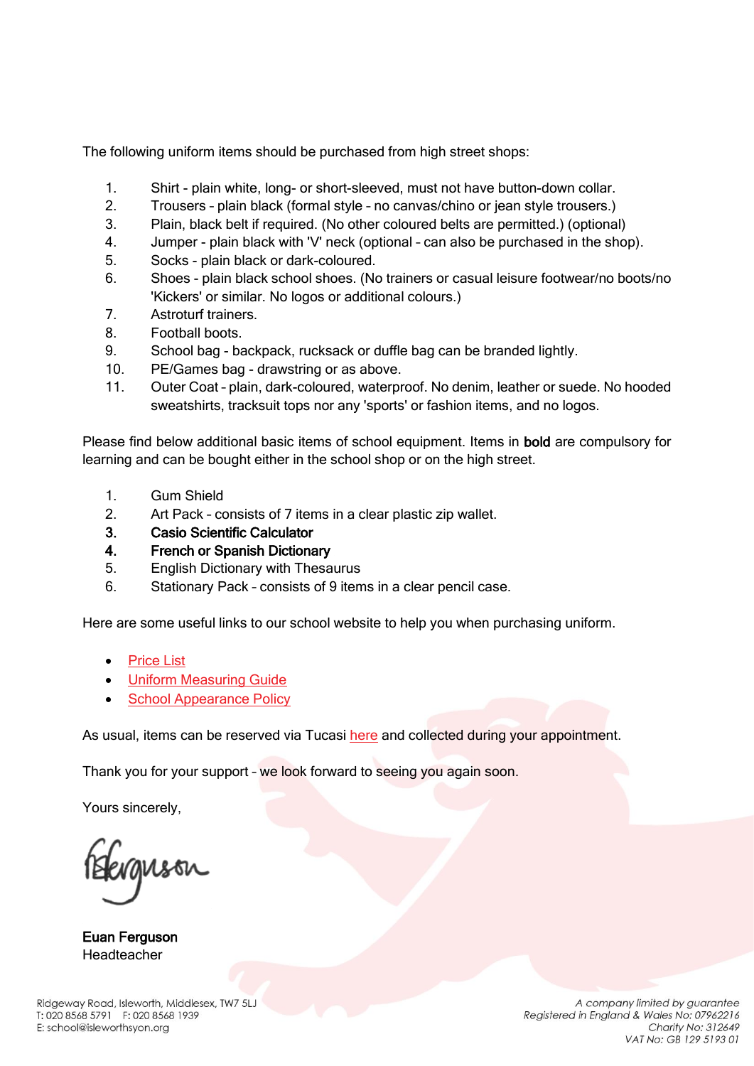The following uniform items should be purchased from high street shops:

1. Shirt - plain white, long- or short-sleeved, must not have button-down collar.
2. Trousers – plain black (formal style – no canvas/chino or jean style trousers.)
3. Plain, black belt if required. (No other coloured belts are permitted.) (optional)
4. Jumper - plain black with 'V' neck (optional – can also be purchased in the shop).
5. Socks - plain black or dark-coloured.
6. Shoes - plain black school shoes. (No trainers or casual leisure footwear/no boots/no 'Kickers' or similar. No logos or additional colours.)
7. Astroturf trainers.
8. Football boots.
9. School bag - backpack, rucksack or duffle bag can be branded lightly.
10. PE/Games bag - drawstring or as above.
11. Outer Coat – plain, dark-coloured, waterproof. No denim, leather or suede. No hooded sweatshirts, tracksuit tops nor any 'sports' or fashion items, and no logos.

Please find below additional basic items of school equipment. Items in **bold** are compulsory for learning and can be bought either in the school shop or on the high street.

1. Gum Shield
2. Art Pack – consists of 7 items in a clear plastic zip wallet.
3. **Casio Scientific Calculator**
4. **French or Spanish Dictionary**
5. English Dictionary with Thesaurus
6. Stationary Pack – consists of 9 items in a clear pencil case.

Here are some useful links to our school website to help you when purchasing uniform.

- Price List
- Uniform Measuring Guide
- School Appearance Policy

As usual, items can be reserved via Tucasi here and collected during your appointment.

Thank you for your support – we look forward to seeing you again soon.

Yours sincerely,

**Euan Ferguson**
Headteacher

Ridgeway Road, Isleworth, Middlesex, TW7 5LJ
T: 020 8568 5791 F: 020 8568 1939
E: school@isleworthsyon.org

*A company limited by guarantee*
*Registered in England & Wales No: 07962216*
*Charity No: 312649*
*VAT No: GB 129 5193 01*